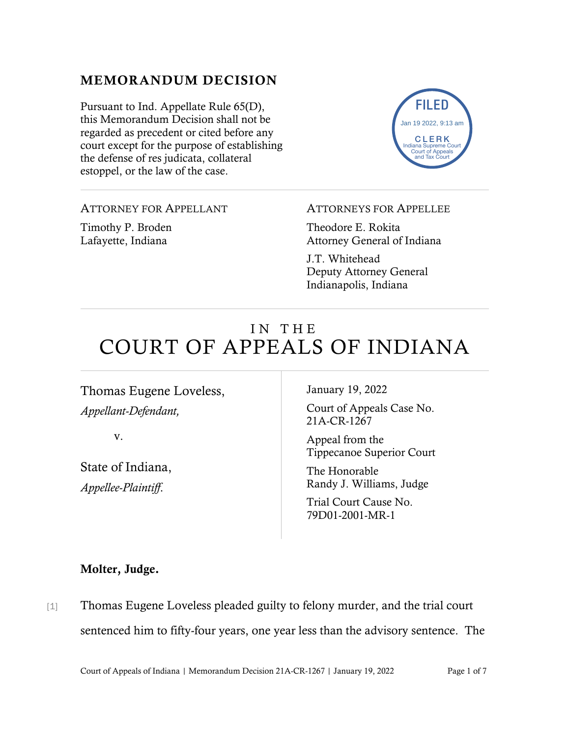## MEMORANDUM DECISION

Pursuant to Ind. Appellate Rule 65(D), this Memorandum Decision shall not be regarded as precedent or cited before any court except for the purpose of establishing the defense of res judicata, collateral estoppel, or the law of the case.

FILED
Jan 19 2022, 9:13 am
CLERK
Indiana Supreme Court
Court of Appeals
and Tax Court

ATTORNEY FOR APPELLANT

Timothy P. Broden
Lafayette, Indiana

ATTORNEYS FOR APPELLEE

Theodore E. Rokita
Attorney General of Indiana

J.T. Whitehead
Deputy Attorney General
Indianapolis, Indiana

# IN THE COURT OF APPEALS OF INDIANA

Thomas Eugene Loveless,
*Appellant-Defendant,*

v.

State of Indiana,
*Appellee-Plaintiff.*

January 19, 2022

Court of Appeals Case No. 21A-CR-1267

Appeal from the Tippecanoe Superior Court

The Honorable Randy J. Williams, Judge

Trial Court Cause No. 79D01-2001-MR-1

**Molter, Judge.**

[1] Thomas Eugene Loveless pleaded guilty to felony murder, and the trial court sentenced him to fifty-four years, one year less than the advisory sentence. The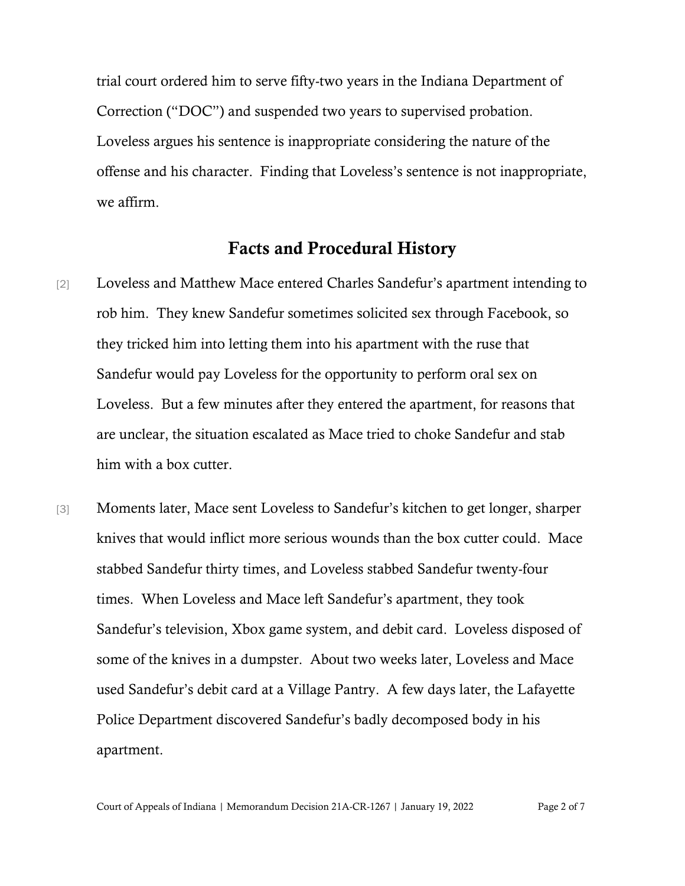trial court ordered him to serve fifty-two years in the Indiana Department of Correction ("DOC") and suspended two years to supervised probation. Loveless argues his sentence is inappropriate considering the nature of the offense and his character. Finding that Loveless's sentence is not inappropriate, we affirm.

## Facts and Procedural History

[2] Loveless and Matthew Mace entered Charles Sandefur's apartment intending to rob him. They knew Sandefur sometimes solicited sex through Facebook, so they tricked him into letting them into his apartment with the ruse that Sandefur would pay Loveless for the opportunity to perform oral sex on Loveless. But a few minutes after they entered the apartment, for reasons that are unclear, the situation escalated as Mace tried to choke Sandefur and stab him with a box cutter.

[3] Moments later, Mace sent Loveless to Sandefur's kitchen to get longer, sharper knives that would inflict more serious wounds than the box cutter could. Mace stabbed Sandefur thirty times, and Loveless stabbed Sandefur twenty-four times. When Loveless and Mace left Sandefur's apartment, they took Sandefur's television, Xbox game system, and debit card. Loveless disposed of some of the knives in a dumpster. About two weeks later, Loveless and Mace used Sandefur's debit card at a Village Pantry. A few days later, the Lafayette Police Department discovered Sandefur's badly decomposed body in his apartment.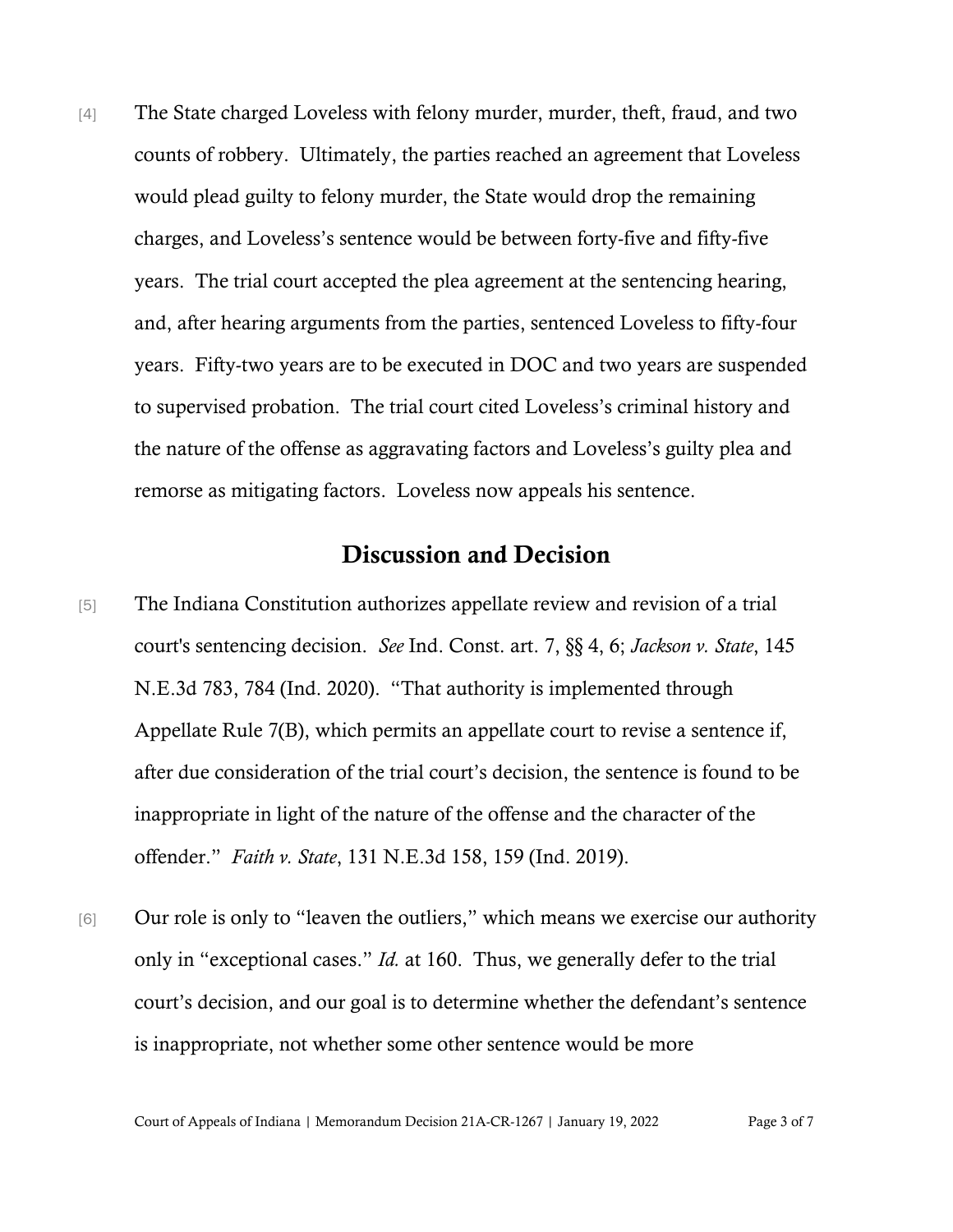[4] The State charged Loveless with felony murder, murder, theft, fraud, and two counts of robbery. Ultimately, the parties reached an agreement that Loveless would plead guilty to felony murder, the State would drop the remaining charges, and Loveless's sentence would be between forty-five and fifty-five years. The trial court accepted the plea agreement at the sentencing hearing, and, after hearing arguments from the parties, sentenced Loveless to fifty-four years. Fifty-two years are to be executed in DOC and two years are suspended to supervised probation. The trial court cited Loveless's criminal history and the nature of the offense as aggravating factors and Loveless's guilty plea and remorse as mitigating factors. Loveless now appeals his sentence.

## Discussion and Decision

[5] The Indiana Constitution authorizes appellate review and revision of a trial court's sentencing decision. *See* Ind. Const. art. 7, §§ 4, 6; *Jackson v. State*, 145 N.E.3d 783, 784 (Ind. 2020). "That authority is implemented through Appellate Rule 7(B), which permits an appellate court to revise a sentence if, after due consideration of the trial court's decision, the sentence is found to be inappropriate in light of the nature of the offense and the character of the offender." *Faith v. State*, 131 N.E.3d 158, 159 (Ind. 2019).

[6] Our role is only to "leaven the outliers," which means we exercise our authority only in "exceptional cases." *Id.* at 160. Thus, we generally defer to the trial court's decision, and our goal is to determine whether the defendant's sentence is inappropriate, not whether some other sentence would be more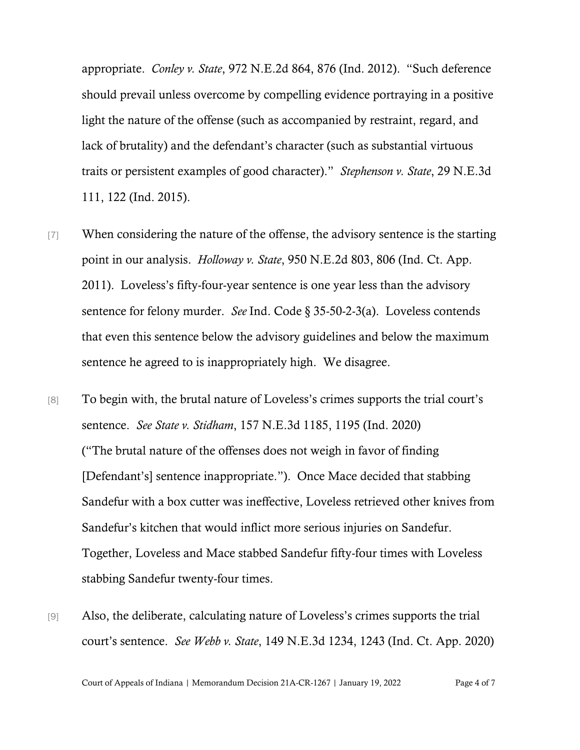appropriate. *Conley v. State*, 972 N.E.2d 864, 876 (Ind. 2012). "Such deference should prevail unless overcome by compelling evidence portraying in a positive light the nature of the offense (such as accompanied by restraint, regard, and lack of brutality) and the defendant's character (such as substantial virtuous traits or persistent examples of good character)." *Stephenson v. State*, 29 N.E.3d 111, 122 (Ind. 2015).

[7] When considering the nature of the offense, the advisory sentence is the starting point in our analysis. *Holloway v. State*, 950 N.E.2d 803, 806 (Ind. Ct. App. 2011). Loveless's fifty-four-year sentence is one year less than the advisory sentence for felony murder. *See* Ind. Code § 35-50-2-3(a). Loveless contends that even this sentence below the advisory guidelines and below the maximum sentence he agreed to is inappropriately high. We disagree.

[8] To begin with, the brutal nature of Loveless's crimes supports the trial court's sentence. *See State v. Stidham*, 157 N.E.3d 1185, 1195 (Ind. 2020) ("The brutal nature of the offenses does not weigh in favor of finding [Defendant's] sentence inappropriate."). Once Mace decided that stabbing Sandefur with a box cutter was ineffective, Loveless retrieved other knives from Sandefur's kitchen that would inflict more serious injuries on Sandefur. Together, Loveless and Mace stabbed Sandefur fifty-four times with Loveless stabbing Sandefur twenty-four times.

[9] Also, the deliberate, calculating nature of Loveless's crimes supports the trial court's sentence. *See Webb v. State*, 149 N.E.3d 1234, 1243 (Ind. Ct. App. 2020)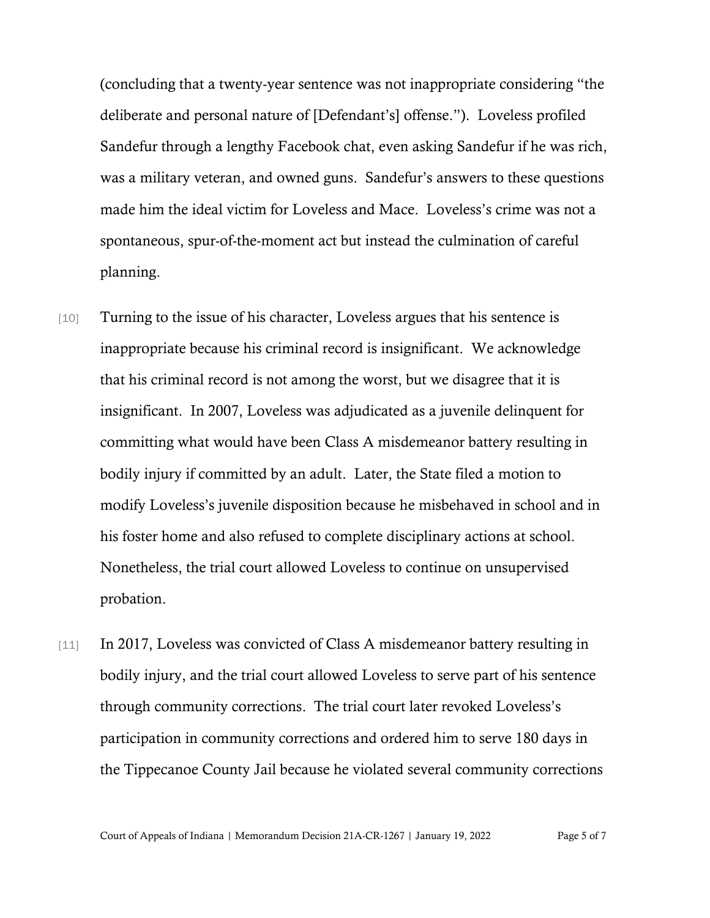(concluding that a twenty-year sentence was not inappropriate considering "the deliberate and personal nature of [Defendant's] offense."). Loveless profiled Sandefur through a lengthy Facebook chat, even asking Sandefur if he was rich, was a military veteran, and owned guns. Sandefur's answers to these questions made him the ideal victim for Loveless and Mace. Loveless's crime was not a spontaneous, spur-of-the-moment act but instead the culmination of careful planning.

[10] Turning to the issue of his character, Loveless argues that his sentence is inappropriate because his criminal record is insignificant. We acknowledge that his criminal record is not among the worst, but we disagree that it is insignificant. In 2007, Loveless was adjudicated as a juvenile delinquent for committing what would have been Class A misdemeanor battery resulting in bodily injury if committed by an adult. Later, the State filed a motion to modify Loveless's juvenile disposition because he misbehaved in school and in his foster home and also refused to complete disciplinary actions at school. Nonetheless, the trial court allowed Loveless to continue on unsupervised probation.

[11] In 2017, Loveless was convicted of Class A misdemeanor battery resulting in bodily injury, and the trial court allowed Loveless to serve part of his sentence through community corrections. The trial court later revoked Loveless's participation in community corrections and ordered him to serve 180 days in the Tippecanoe County Jail because he violated several community corrections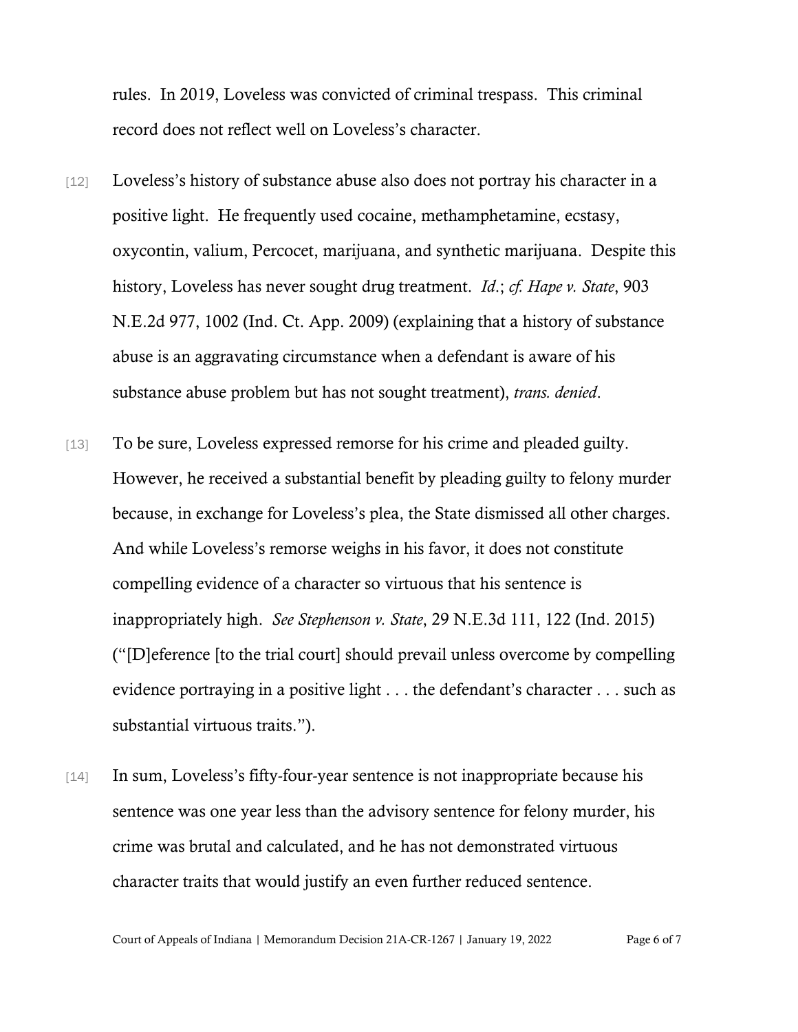rules. In 2019, Loveless was convicted of criminal trespass. This criminal record does not reflect well on Loveless's character.

[12] Loveless's history of substance abuse also does not portray his character in a positive light. He frequently used cocaine, methamphetamine, ecstasy, oxycontin, valium, Percocet, marijuana, and synthetic marijuana. Despite this history, Loveless has never sought drug treatment. *Id.*; *cf. Hape v. State*, 903 N.E.2d 977, 1002 (Ind. Ct. App. 2009) (explaining that a history of substance abuse is an aggravating circumstance when a defendant is aware of his substance abuse problem but has not sought treatment), *trans. denied*.

[13] To be sure, Loveless expressed remorse for his crime and pleaded guilty. However, he received a substantial benefit by pleading guilty to felony murder because, in exchange for Loveless's plea, the State dismissed all other charges. And while Loveless's remorse weighs in his favor, it does not constitute compelling evidence of a character so virtuous that his sentence is inappropriately high. *See Stephenson v. State*, 29 N.E.3d 111, 122 (Ind. 2015) ("[D]eference [to the trial court] should prevail unless overcome by compelling evidence portraying in a positive light . . . the defendant's character . . . such as substantial virtuous traits.").

[14] In sum, Loveless's fifty-four-year sentence is not inappropriate because his sentence was one year less than the advisory sentence for felony murder, his crime was brutal and calculated, and he has not demonstrated virtuous character traits that would justify an even further reduced sentence.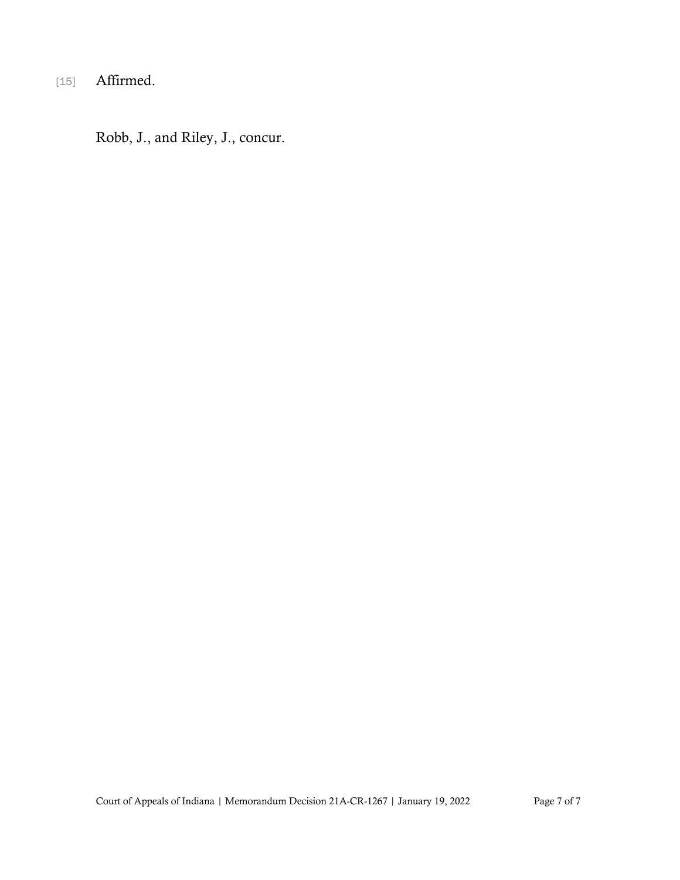[15] Affirmed.

Robb, J., and Riley, J., concur.